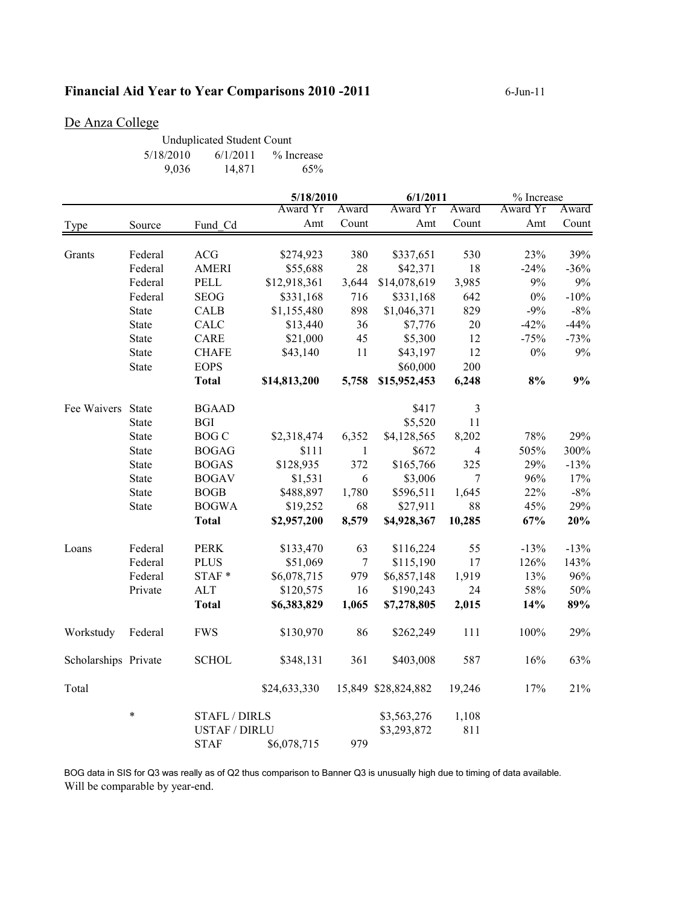# Financial Aid Year to Year Comparisons 2010 -2011

6-Jun-11

## De Anza College

| Unduplicated Student Count | | |
|---|---|---|
| 5/18/2010 | 6/1/2011 | % Increase |
| 9,036 | 14,871 | 65% |

| | | | 5/18/2010 | | 6/1/2011 | | % Increase | |
|---|---|---|---|---|---|---|---|---|
| Type | Source | Fund_Cd | Award Yr Amt | Award Count | Award Yr Amt | Award Count | Award Yr Amt | Award Count |
| Grants | Federal | ACG | $274,923 | 380 | $337,651 | 530 | 23% | 39% |
| | Federal | AMERI | $55,688 | 28 | $42,371 | 18 | -24% | -36% |
| | Federal | PELL | $12,918,361 | 3,644 | $14,078,619 | 3,985 | 9% | 9% |
| | Federal | SEOG | $331,168 | 716 | $331,168 | 642 | 0% | -10% |
| | State | CALB | $1,155,480 | 898 | $1,046,371 | 829 | -9% | -8% |
| | State | CALC | $13,440 | 36 | $7,776 | 20 | -42% | -44% |
| | State | CARE | $21,000 | 45 | $5,300 | 12 | -75% | -73% |
| | State | CHAFE | $43,140 | 11 | $43,197 | 12 | 0% | 9% |
| | State | EOPS | | | $60,000 | 200 | | |
| | | **Total** | **$14,813,200** | **5,758** | **$15,952,453** | **6,248** | **8%** | **9%** |
| Fee Waivers | State | BGAAD | | | $417 | 3 | | |
| | State | BGI | | | $5,520 | 11 | | |
| | State | BOG C | $2,318,474 | 6,352 | $4,128,565 | 8,202 | 78% | 29% |
| | State | BOGAG | $111 | 1 | $672 | 4 | 505% | 300% |
| | State | BOGAS | $128,935 | 372 | $165,766 | 325 | 29% | -13% |
| | State | BOGAV | $1,531 | 6 | $3,006 | 7 | 96% | 17% |
| | State | BOGB | $488,897 | 1,780 | $596,511 | 1,645 | 22% | -8% |
| | State | BOGWA | $19,252 | 68 | $27,911 | 88 | 45% | 29% |
| | | **Total** | **$2,957,200** | **8,579** | **$4,928,367** | **10,285** | **67%** | **20%** |
| Loans | Federal | PERK | $133,470 | 63 | $116,224 | 55 | -13% | -13% |
| | Federal | PLUS | $51,069 | 7 | $115,190 | 17 | 126% | 143% |
| | Federal | STAF * | $6,078,715 | 979 | $6,857,148 | 1,919 | 13% | 96% |
| | Private | ALT | $120,575 | 16 | $190,243 | 24 | 58% | 50% |
| | | **Total** | **$6,383,829** | **1,065** | **$7,278,805** | **2,015** | **14%** | **89%** |
| Workstudy | Federal | FWS | $130,970 | 86 | $262,249 | 111 | 100% | 29% |
| Scholarships | Private | SCHOL | $348,131 | 361 | $403,008 | 587 | 16% | 63% |
| Total | | | $24,633,330 | 15,849 | $28,824,882 | 19,246 | 17% | 21% |
| | * | STAFL / DIRLS | | | $3,563,276 | 1,108 | | |
| | | USTAF / DIRLU | | | $3,293,872 | 811 | | |
| | | STAF | $6,078,715 | 979 | | | | |

BOG data in SIS for Q3 was really as of Q2 thus comparison to Banner Q3 is unusually high due to timing of data available. Will be comparable by year-end.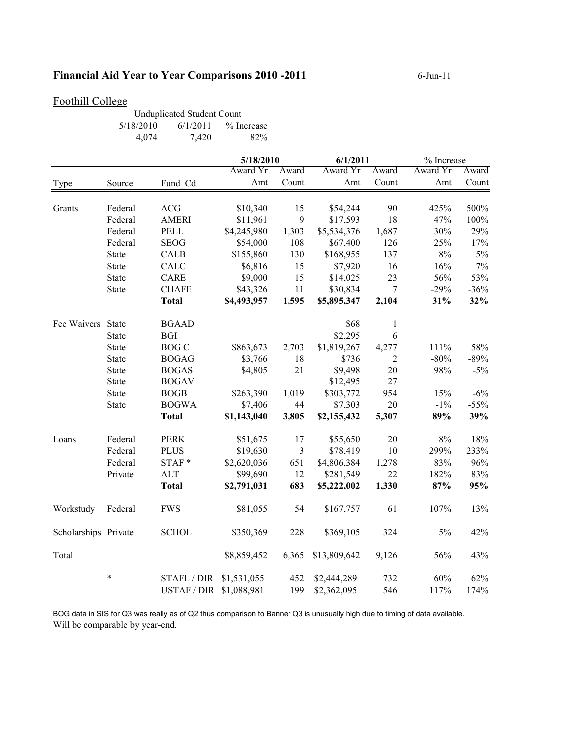## Financial Aid Year to Year Comparisons 2010 -2011

6-Jun-11

Foothill College

| Unduplicated Student Count | | |
|---|---|---|
| 5/18/2010 | 6/1/2011 | % Increase |
| 4,074 | 7,420 | 82% |

| | | | 5/18/2010 | | 6/1/2011 | | % Increase | |
|---|---|---|---|---|---|---|---|---|
| Type | Source | Fund_Cd | Award Yr Amt | Award Count | Award Yr Amt | Award Count | Award Yr Amt | Award Count |
| Grants | Federal | ACG | $10,340 | 15 | $54,244 | 90 | 425% | 500% |
| | Federal | AMERI | $11,961 | 9 | $17,593 | 18 | 47% | 100% |
| | Federal | PELL | $4,245,980 | 1,303 | $5,534,376 | 1,687 | 30% | 29% |
| | Federal | SEOG | $54,000 | 108 | $67,400 | 126 | 25% | 17% |
| | State | CALB | $155,860 | 130 | $168,955 | 137 | 8% | 5% |
| | State | CALC | $6,816 | 15 | $7,920 | 16 | 16% | 7% |
| | State | CARE | $9,000 | 15 | $14,025 | 23 | 56% | 53% |
| | State | CHAFE | $43,326 | 11 | $30,834 | 7 | -29% | -36% |
| | | **Total** | **$4,493,957** | **1,595** | **$5,895,347** | **2,104** | **31%** | **32%** |
| Fee Waivers | State | BGAAD | | | $68 | 1 | | |
| | State | BGI | | | $2,295 | 6 | | |
| | State | BOG C | $863,673 | 2,703 | $1,819,267 | 4,277 | 111% | 58% |
| | State | BOGAG | $3,766 | 18 | $736 | 2 | -80% | -89% |
| | State | BOGAS | $4,805 | 21 | $9,498 | 20 | 98% | -5% |
| | State | BOGAV | | | $12,495 | 27 | | |
| | State | BOGB | $263,390 | 1,019 | $303,772 | 954 | 15% | -6% |
| | State | BOGWA | $7,406 | 44 | $7,303 | 20 | -1% | -55% |
| | | **Total** | **$1,143,040** | **3,805** | **$2,155,432** | **5,307** | **89%** | **39%** |
| Loans | Federal | PERK | $51,675 | 17 | $55,650 | 20 | 8% | 18% |
| | Federal | PLUS | $19,630 | 3 | $78,419 | 10 | 299% | 233% |
| | Federal | STAF * | $2,620,036 | 651 | $4,806,384 | 1,278 | 83% | 96% |
| | Private | ALT | $99,690 | 12 | $281,549 | 22 | 182% | 83% |
| | | **Total** | **$2,791,031** | **683** | **$5,222,002** | **1,330** | **87%** | **95%** |
| Workstudy | Federal | FWS | $81,055 | 54 | $167,757 | 61 | 107% | 13% |
| Scholarships | Private | SCHOL | $350,369 | 228 | $369,105 | 324 | 5% | 42% |
| Total | | | $8,859,452 | 6,365 | $13,809,642 | 9,126 | 56% | 43% |
| | * | STAFL / DIR | $1,531,055 | 452 | $2,444,289 | 732 | 60% | 62% |
| | | USTAF / DIR | $1,088,981 | 199 | $2,362,095 | 546 | 117% | 174% |

BOG data in SIS for Q3 was really as of Q2 thus comparison to Banner Q3 is unusually high due to timing of data available. Will be comparable by year-end.